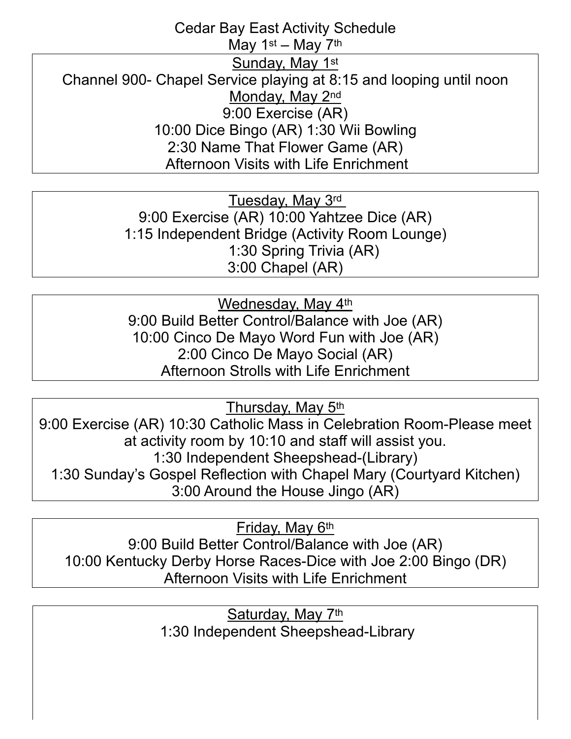# Cedar Bay East Activity Schedule

## May 1st – May 7th

**Sunday, May 1st**

Channel 900- Chapel Service playing at 8:15 and looping until noon

**Monday, May 2nd**

9:00 Exercise (AR)

10:00 Dice Bingo (AR) 1:30 Wii Bowling

2:30 Name That Flower Game (AR)

Afternoon Visits with Life Enrichment

**Tuesday, May 3rd**

9:00 Exercise (AR) 10:00 Yahtzee Dice (AR)

1:15 Independent Bridge (Activity Room Lounge)

1:30 Spring Trivia (AR)

3:00 Chapel (AR)

**Wednesday, May 4th**

9:00 Build Better Control/Balance with Joe (AR)

10:00 Cinco De Mayo Word Fun with Joe (AR)

2:00 Cinco De Mayo Social (AR)

Afternoon Strolls with Life Enrichment

**Thursday, May 5th**

9:00 Exercise (AR) 10:30 Catholic Mass in Celebration Room-Please meet at activity room by 10:10 and staff will assist you.

1:30 Independent Sheepshead-(Library)

1:30 Sunday's Gospel Reflection with Chapel Mary (Courtyard Kitchen)

3:00 Around the House Jingo (AR)

**Friday, May 6th**

9:00 Build Better Control/Balance with Joe (AR)

10:00 Kentucky Derby Horse Races-Dice with Joe 2:00 Bingo (DR)

Afternoon Visits with Life Enrichment

**Saturday, May 7th**

1:30 Independent Sheepshead-Library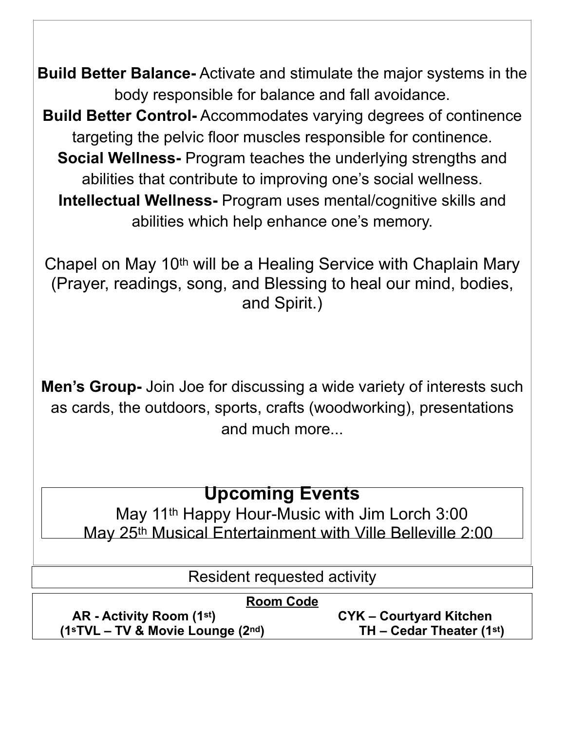**Build Better Balance-** Activate and stimulate the major systems in the body responsible for balance and fall avoidance.

**Build Better Control-** Accommodates varying degrees of continence targeting the pelvic floor muscles responsible for continence.

**Social Wellness-** Program teaches the underlying strengths and abilities that contribute to improving one's social wellness.

**Intellectual Wellness-** Program uses mental/cognitive skills and abilities which help enhance one's memory.

Chapel on May 10th will be a Healing Service with Chaplain Mary (Prayer, readings, song, and Blessing to heal our mind, bodies, and Spirit.)

**Men's Group-** Join Joe for discussing a wide variety of interests such as cards, the outdoors, sports, crafts (woodworking), presentations and much more...

## Upcoming Events

May 11th Happy Hour-Music with Jim Lorch 3:00

May 25th Musical Entertainment with Ville Belleville 2:00

Resident requested activity

**Room Code**

**AR - Activity Room (1st)** **CYK – Courtyard Kitchen (1s**

**TVL – TV & Movie Lounge (2nd)** **TH – Cedar Theater (1st)**